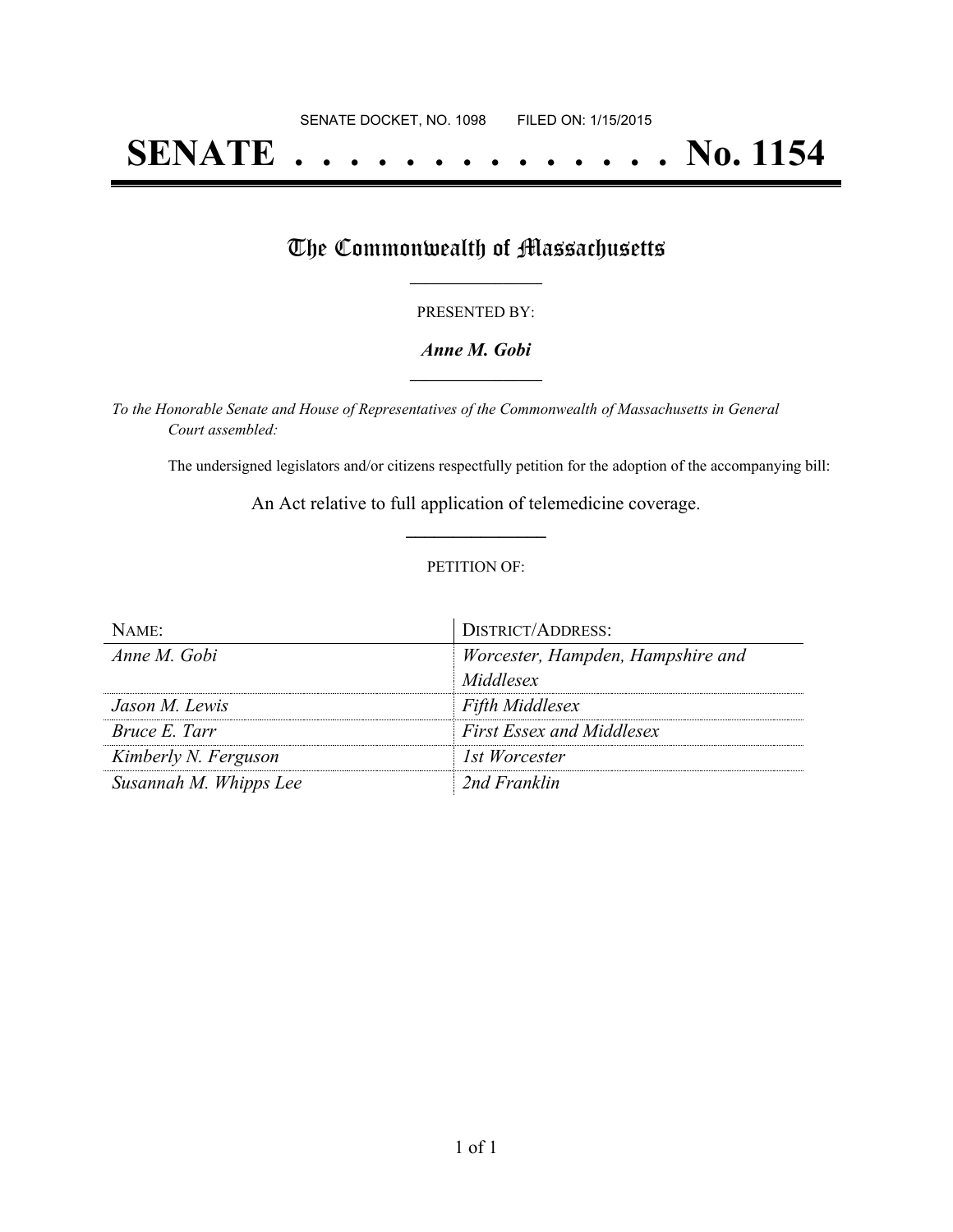SENATE DOCKET, NO. 1098 FILED ON: 1/15/2015

# SENATE . . . . . . . . . . . . . . No. 1154

## The Commonwealth of Massachusetts

PRESENTED BY:

***Anne M. Gobi***

*To the Honorable Senate and House of Representatives of the Commonwealth of Massachusetts in General Court assembled:*

The undersigned legislators and/or citizens respectfully petition for the adoption of the accompanying bill:

An Act relative to full application of telemedicine coverage.

PETITION OF:

| NAME: | DISTRICT/ADDRESS: |
|---|---|
| *Anne M. Gobi* | *Worcester, Hampden, Hampshire and Middlesex* |
| *Jason M. Lewis* | *Fifth Middlesex* |
| *Bruce E. Tarr* | *First Essex and Middlesex* |
| *Kimberly N. Ferguson* | *1st Worcester* |
| *Susannah M. Whipps Lee* | *2nd Franklin* |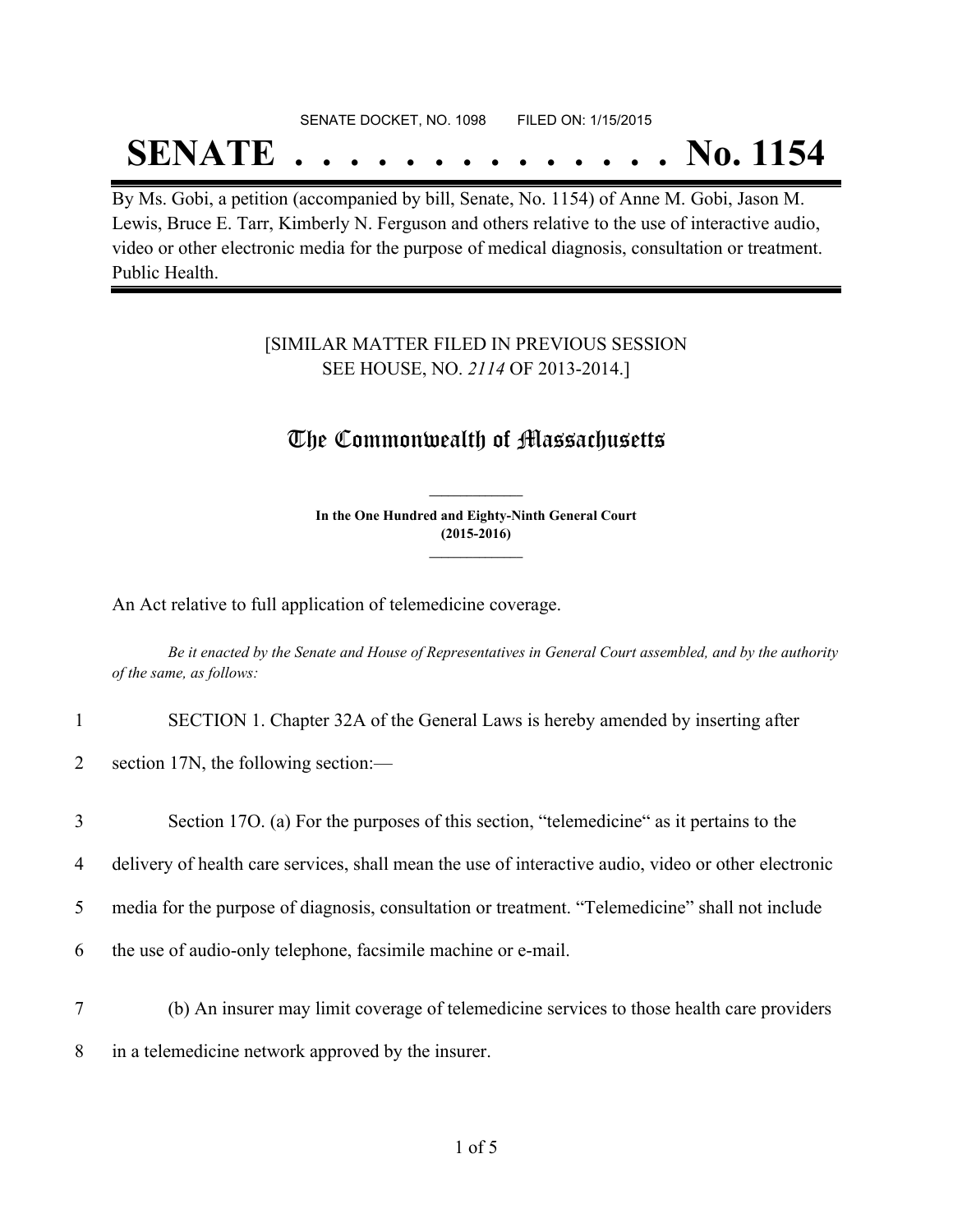SENATE DOCKET, NO. 1098        FILED ON: 1/15/2015

# SENATE . . . . . . . . . . . . . . No. 1154

By Ms. Gobi, a petition (accompanied by bill, Senate, No. 1154) of Anne M. Gobi, Jason M. Lewis, Bruce E. Tarr, Kimberly N. Ferguson and others relative to the use of interactive audio, video or other electronic media for the purpose of medical diagnosis, consultation or treatment. Public Health.

[SIMILAR MATTER FILED IN PREVIOUS SESSION SEE HOUSE, NO. *2114* OF 2013-2014.]

## The Commonwealth of Massachusetts

**In the One Hundred and Eighty-Ninth General Court (2015-2016)**

An Act relative to full application of telemedicine coverage.

*Be it enacted by the Senate and House of Representatives in General Court assembled, and by the authority of the same, as follows:*

1 SECTION 1. Chapter 32A of the General Laws is hereby amended by inserting after

2 section 17N, the following section:—

3 Section 17O. (a) For the purposes of this section, "telemedicine" as it pertains to the

4 delivery of health care services, shall mean the use of interactive audio, video or other electronic

5 media for the purpose of diagnosis, consultation or treatment. "Telemedicine" shall not include

6 the use of audio-only telephone, facsimile machine or e-mail.

7 (b) An insurer may limit coverage of telemedicine services to those health care providers

8 in a telemedicine network approved by the insurer.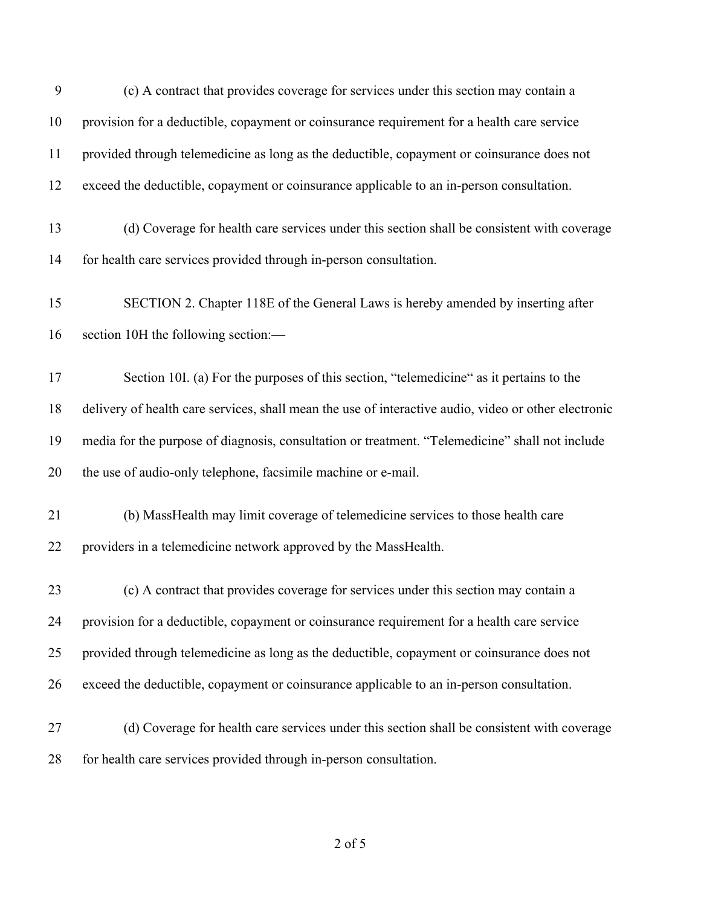(c) A contract that provides coverage for services under this section may contain a provision for a deductible, copayment or coinsurance requirement for a health care service provided through telemedicine as long as the deductible, copayment or coinsurance does not exceed the deductible, copayment or coinsurance applicable to an in-person consultation.

(d) Coverage for health care services under this section shall be consistent with coverage for health care services provided through in-person consultation.

SECTION 2. Chapter 118E of the General Laws is hereby amended by inserting after section 10H the following section:—

Section 10I. (a) For the purposes of this section, "telemedicine" as it pertains to the delivery of health care services, shall mean the use of interactive audio, video or other electronic media for the purpose of diagnosis, consultation or treatment. "Telemedicine" shall not include the use of audio-only telephone, facsimile machine or e-mail.

(b) MassHealth may limit coverage of telemedicine services to those health care providers in a telemedicine network approved by the MassHealth.

(c) A contract that provides coverage for services under this section may contain a provision for a deductible, copayment or coinsurance requirement for a health care service provided through telemedicine as long as the deductible, copayment or coinsurance does not exceed the deductible, copayment or coinsurance applicable to an in-person consultation.

(d) Coverage for health care services under this section shall be consistent with coverage for health care services provided through in-person consultation.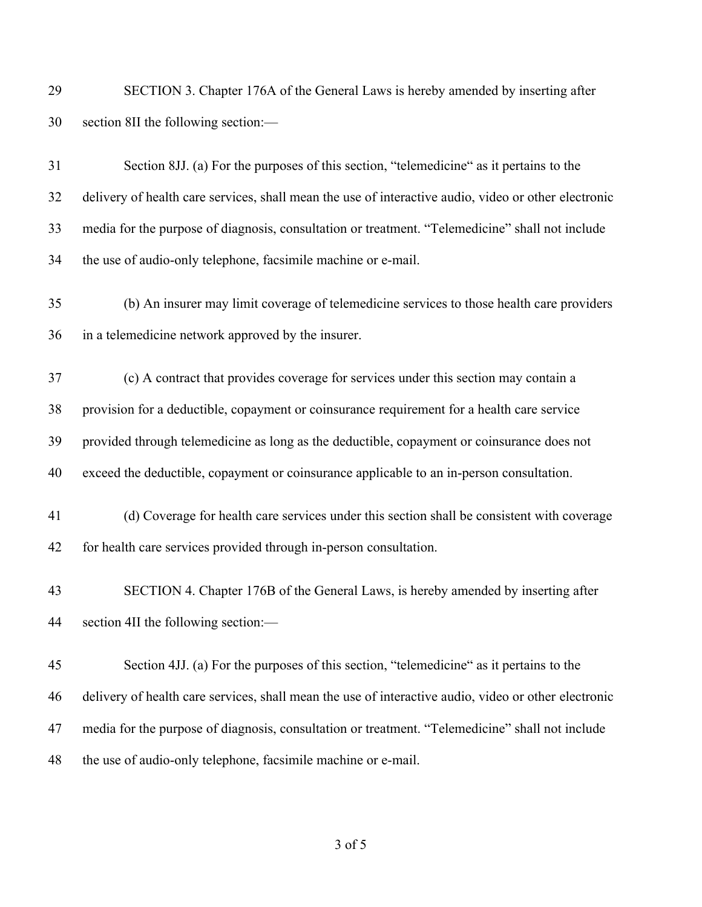SECTION 3. Chapter 176A of the General Laws is hereby amended by inserting after section 8II the following section:—

Section 8JJ. (a) For the purposes of this section, "telemedicine" as it pertains to the delivery of health care services, shall mean the use of interactive audio, video or other electronic media for the purpose of diagnosis, consultation or treatment. "Telemedicine" shall not include the use of audio-only telephone, facsimile machine or e-mail.

(b) An insurer may limit coverage of telemedicine services to those health care providers in a telemedicine network approved by the insurer.

(c) A contract that provides coverage for services under this section may contain a provision for a deductible, copayment or coinsurance requirement for a health care service provided through telemedicine as long as the deductible, copayment or coinsurance does not exceed the deductible, copayment or coinsurance applicable to an in-person consultation.

(d) Coverage for health care services under this section shall be consistent with coverage for health care services provided through in-person consultation.

SECTION 4. Chapter 176B of the General Laws, is hereby amended by inserting after section 4II the following section:—

Section 4JJ. (a) For the purposes of this section, "telemedicine" as it pertains to the delivery of health care services, shall mean the use of interactive audio, video or other electronic media for the purpose of diagnosis, consultation or treatment. "Telemedicine" shall not include the use of audio-only telephone, facsimile machine or e-mail.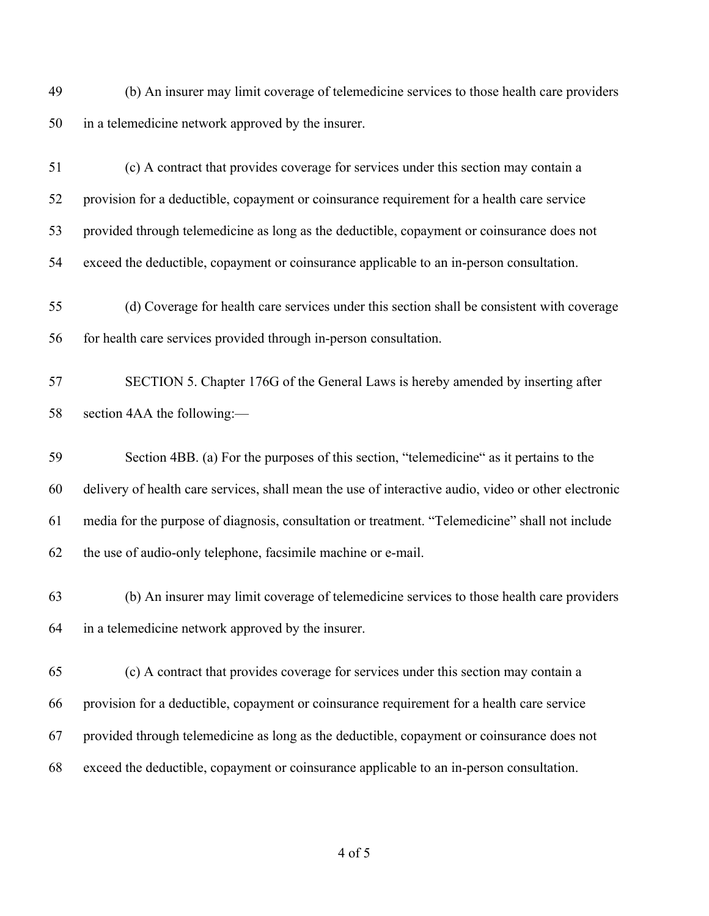(b) An insurer may limit coverage of telemedicine services to those health care providers in a telemedicine network approved by the insurer.

(c) A contract that provides coverage for services under this section may contain a provision for a deductible, copayment or coinsurance requirement for a health care service provided through telemedicine as long as the deductible, copayment or coinsurance does not exceed the deductible, copayment or coinsurance applicable to an in-person consultation.

(d) Coverage for health care services under this section shall be consistent with coverage for health care services provided through in-person consultation.

SECTION 5. Chapter 176G of the General Laws is hereby amended by inserting after section 4AA the following:—

Section 4BB. (a) For the purposes of this section, "telemedicine" as it pertains to the delivery of health care services, shall mean the use of interactive audio, video or other electronic media for the purpose of diagnosis, consultation or treatment. "Telemedicine" shall not include the use of audio-only telephone, facsimile machine or e-mail.

(b) An insurer may limit coverage of telemedicine services to those health care providers in a telemedicine network approved by the insurer.

(c) A contract that provides coverage for services under this section may contain a provision for a deductible, copayment or coinsurance requirement for a health care service provided through telemedicine as long as the deductible, copayment or coinsurance does not exceed the deductible, copayment or coinsurance applicable to an in-person consultation.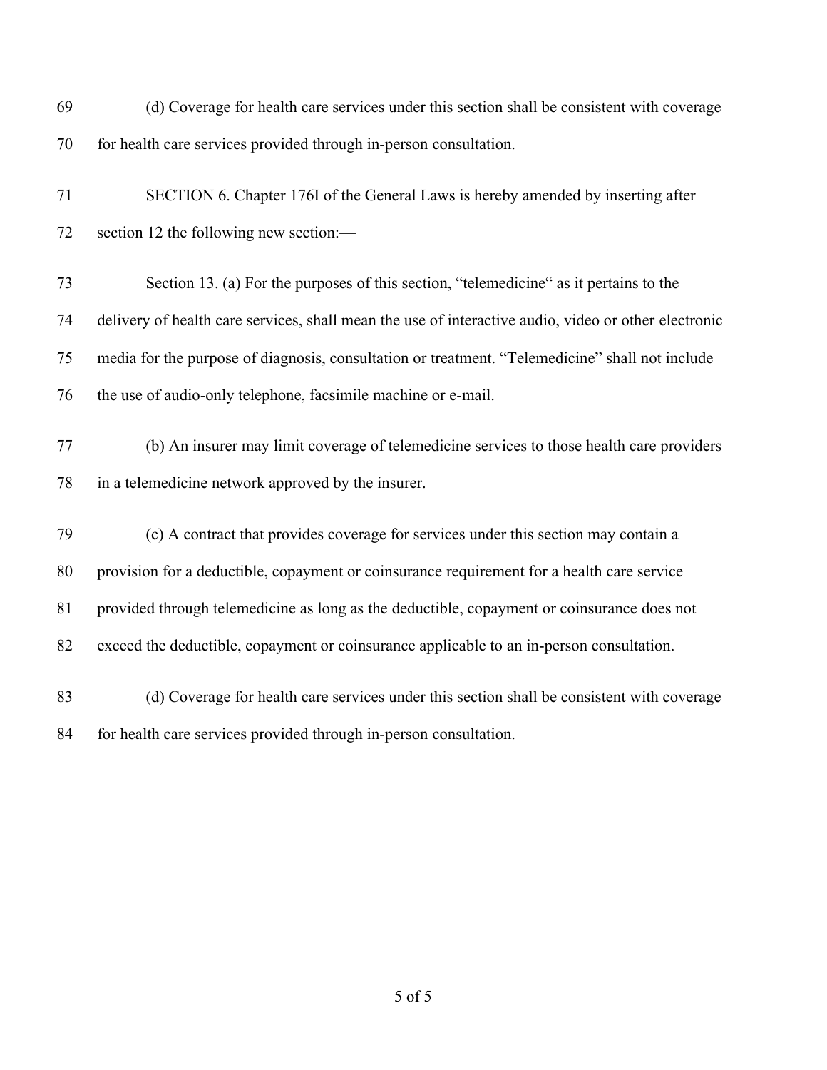(d) Coverage for health care services under this section shall be consistent with coverage for health care services provided through in-person consultation.

SECTION 6. Chapter 176I of the General Laws is hereby amended by inserting after section 12 the following new section:—

Section 13. (a) For the purposes of this section, "telemedicine" as it pertains to the delivery of health care services, shall mean the use of interactive audio, video or other electronic media for the purpose of diagnosis, consultation or treatment. "Telemedicine" shall not include the use of audio-only telephone, facsimile machine or e-mail.

(b) An insurer may limit coverage of telemedicine services to those health care providers in a telemedicine network approved by the insurer.

(c) A contract that provides coverage for services under this section may contain a provision for a deductible, copayment or coinsurance requirement for a health care service provided through telemedicine as long as the deductible, copayment or coinsurance does not exceed the deductible, copayment or coinsurance applicable to an in-person consultation.

(d) Coverage for health care services under this section shall be consistent with coverage for health care services provided through in-person consultation.